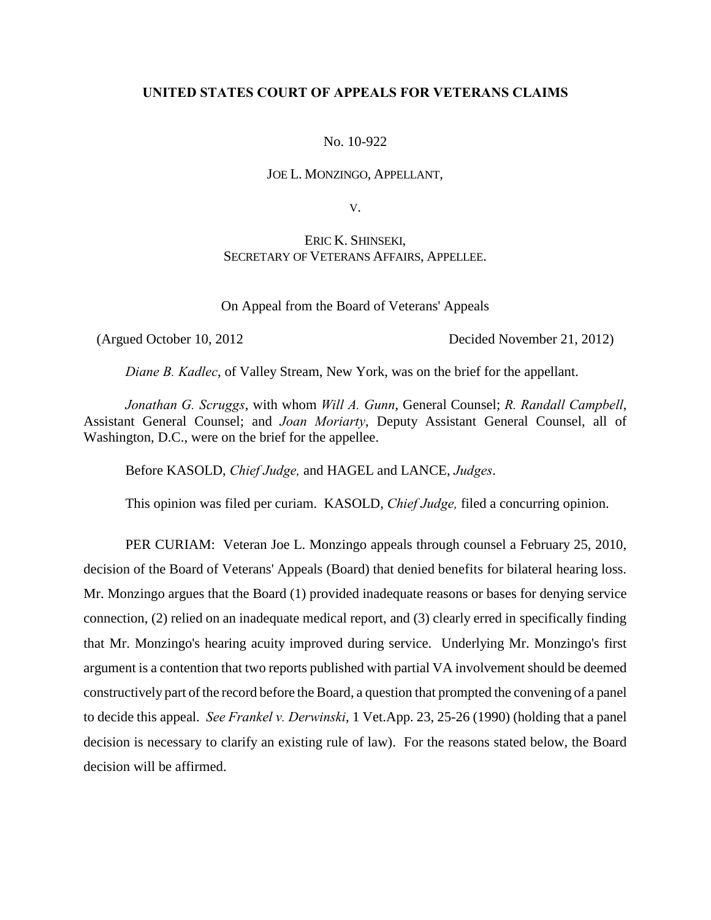**UNITED STATES COURT OF APPEALS FOR VETERANS CLAIMS**

No. 10-922

JOE L. MONZINGO, APPELLANT,

V.

ERIC K. SHINSEKI,
SECRETARY OF VETERANS AFFAIRS, APPELLEE.

On Appeal from the Board of Veterans' Appeals

(Argued October 10, 2012 Decided November 21, 2012)

*Diane B. Kadlec*, of Valley Stream, New York, was on the brief for the appellant.

*Jonathan G. Scruggs*, with whom *Will A. Gunn*, General Counsel; *R. Randall Campbell*, Assistant General Counsel; and *Joan Moriarty*, Deputy Assistant General Counsel, all of Washington, D.C., were on the brief for the appellee.

Before KASOLD, *Chief Judge,* and HAGEL and LANCE, *Judges*.

This opinion was filed per curiam. KASOLD, *Chief Judge,* filed a concurring opinion.

PER CURIAM: Veteran Joe L. Monzingo appeals through counsel a February 25, 2010, decision of the Board of Veterans' Appeals (Board) that denied benefits for bilateral hearing loss. Mr. Monzingo argues that the Board (1) provided inadequate reasons or bases for denying service connection, (2) relied on an inadequate medical report, and (3) clearly erred in specifically finding that Mr. Monzingo's hearing acuity improved during service. Underlying Mr. Monzingo's first argument is a contention that two reports published with partial VA involvement should be deemed constructively part of the record before the Board, a question that prompted the convening of a panel to decide this appeal. *See Frankel v. Derwinski*, 1 Vet.App. 23, 25-26 (1990) (holding that a panel decision is necessary to clarify an existing rule of law). For the reasons stated below, the Board decision will be affirmed.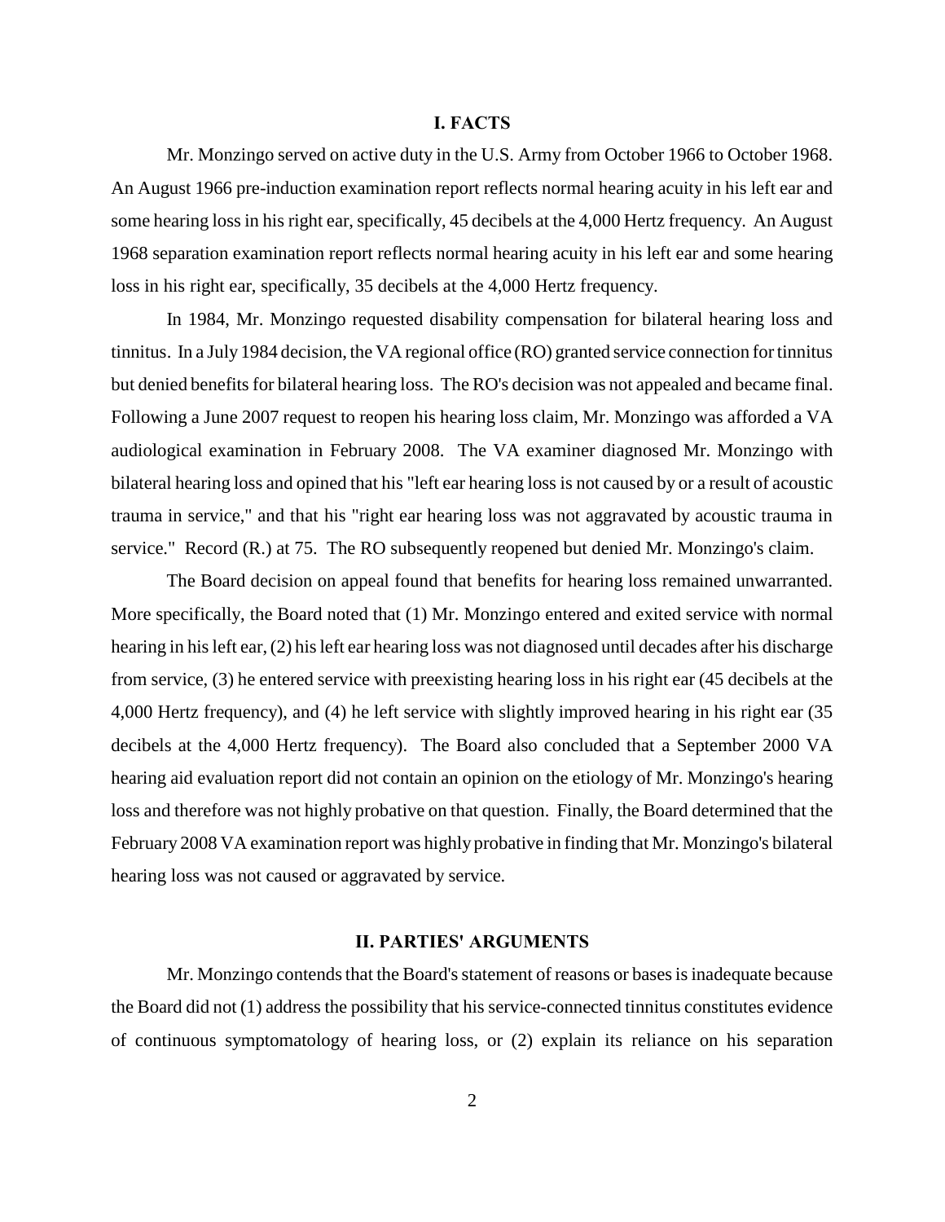## I. FACTS

Mr. Monzingo served on active duty in the U.S. Army from October 1966 to October 1968. An August 1966 pre-induction examination report reflects normal hearing acuity in his left ear and some hearing loss in his right ear, specifically, 45 decibels at the 4,000 Hertz frequency. An August 1968 separation examination report reflects normal hearing acuity in his left ear and some hearing loss in his right ear, specifically, 35 decibels at the 4,000 Hertz frequency.

In 1984, Mr. Monzingo requested disability compensation for bilateral hearing loss and tinnitus. In a July 1984 decision, the VA regional office (RO) granted service connection for tinnitus but denied benefits for bilateral hearing loss. The RO's decision was not appealed and became final. Following a June 2007 request to reopen his hearing loss claim, Mr. Monzingo was afforded a VA audiological examination in February 2008. The VA examiner diagnosed Mr. Monzingo with bilateral hearing loss and opined that his "left ear hearing loss is not caused by or a result of acoustic trauma in service," and that his "right ear hearing loss was not aggravated by acoustic trauma in service." Record (R.) at 75. The RO subsequently reopened but denied Mr. Monzingo's claim.

The Board decision on appeal found that benefits for hearing loss remained unwarranted. More specifically, the Board noted that (1) Mr. Monzingo entered and exited service with normal hearing in his left ear, (2) his left ear hearing loss was not diagnosed until decades after his discharge from service, (3) he entered service with preexisting hearing loss in his right ear (45 decibels at the 4,000 Hertz frequency), and (4) he left service with slightly improved hearing in his right ear (35 decibels at the 4,000 Hertz frequency). The Board also concluded that a September 2000 VA hearing aid evaluation report did not contain an opinion on the etiology of Mr. Monzingo's hearing loss and therefore was not highly probative on that question. Finally, the Board determined that the February 2008 VA examination report was highly probative in finding that Mr. Monzingo's bilateral hearing loss was not caused or aggravated by service.

## II. PARTIES' ARGUMENTS

Mr. Monzingo contends that the Board's statement of reasons or bases is inadequate because the Board did not (1) address the possibility that his service-connected tinnitus constitutes evidence of continuous symptomatology of hearing loss, or (2) explain its reliance on his separation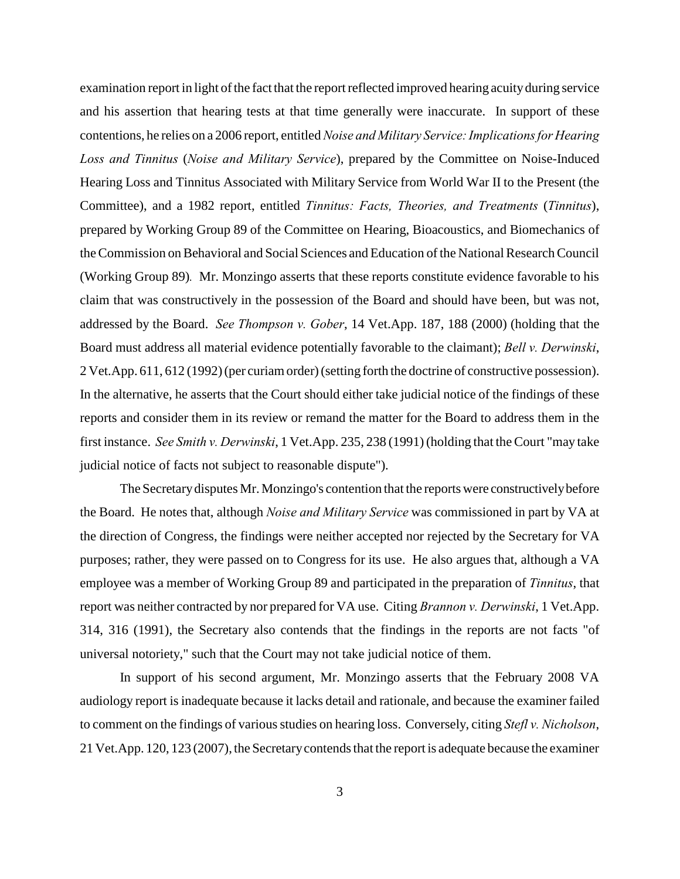examination report in light of the fact that the report reflected improved hearing acuity during service and his assertion that hearing tests at that time generally were inaccurate. In support of these contentions, he relies on a 2006 report, entitled *Noise and Military Service: Implications for Hearing Loss and Tinnitus* (*Noise and Military Service*), prepared by the Committee on Noise-Induced Hearing Loss and Tinnitus Associated with Military Service from World War II to the Present (the Committee), and a 1982 report, entitled *Tinnitus: Facts, Theories, and Treatments* (*Tinnitus*), prepared by Working Group 89 of the Committee on Hearing, Bioacoustics, and Biomechanics of the Commission on Behavioral and Social Sciences and Education of the National Research Council (Working Group 89). Mr. Monzingo asserts that these reports constitute evidence favorable to his claim that was constructively in the possession of the Board and should have been, but was not, addressed by the Board. *See Thompson v. Gober*, 14 Vet.App. 187, 188 (2000) (holding that the Board must address all material evidence potentially favorable to the claimant); *Bell v. Derwinski*, 2 Vet.App. 611, 612 (1992) (per curiam order) (setting forth the doctrine of constructive possession). In the alternative, he asserts that the Court should either take judicial notice of the findings of these reports and consider them in its review or remand the matter for the Board to address them in the first instance. *See Smith v. Derwinski*, 1 Vet.App. 235, 238 (1991) (holding that the Court "may take judicial notice of facts not subject to reasonable dispute").

The Secretary disputes Mr. Monzingo's contention that the reports were constructively before the Board. He notes that, although *Noise and Military Service* was commissioned in part by VA at the direction of Congress, the findings were neither accepted nor rejected by the Secretary for VA purposes; rather, they were passed on to Congress for its use. He also argues that, although a VA employee was a member of Working Group 89 and participated in the preparation of *Tinnitus*, that report was neither contracted by nor prepared for VA use. Citing *Brannon v. Derwinski*, 1 Vet.App. 314, 316 (1991), the Secretary also contends that the findings in the reports are not facts "of universal notoriety," such that the Court may not take judicial notice of them.

In support of his second argument, Mr. Monzingo asserts that the February 2008 VA audiology report is inadequate because it lacks detail and rationale, and because the examiner failed to comment on the findings of various studies on hearing loss. Conversely, citing *Stefl v. Nicholson*, 21 Vet.App. 120, 123 (2007), the Secretary contends that the report is adequate because the examiner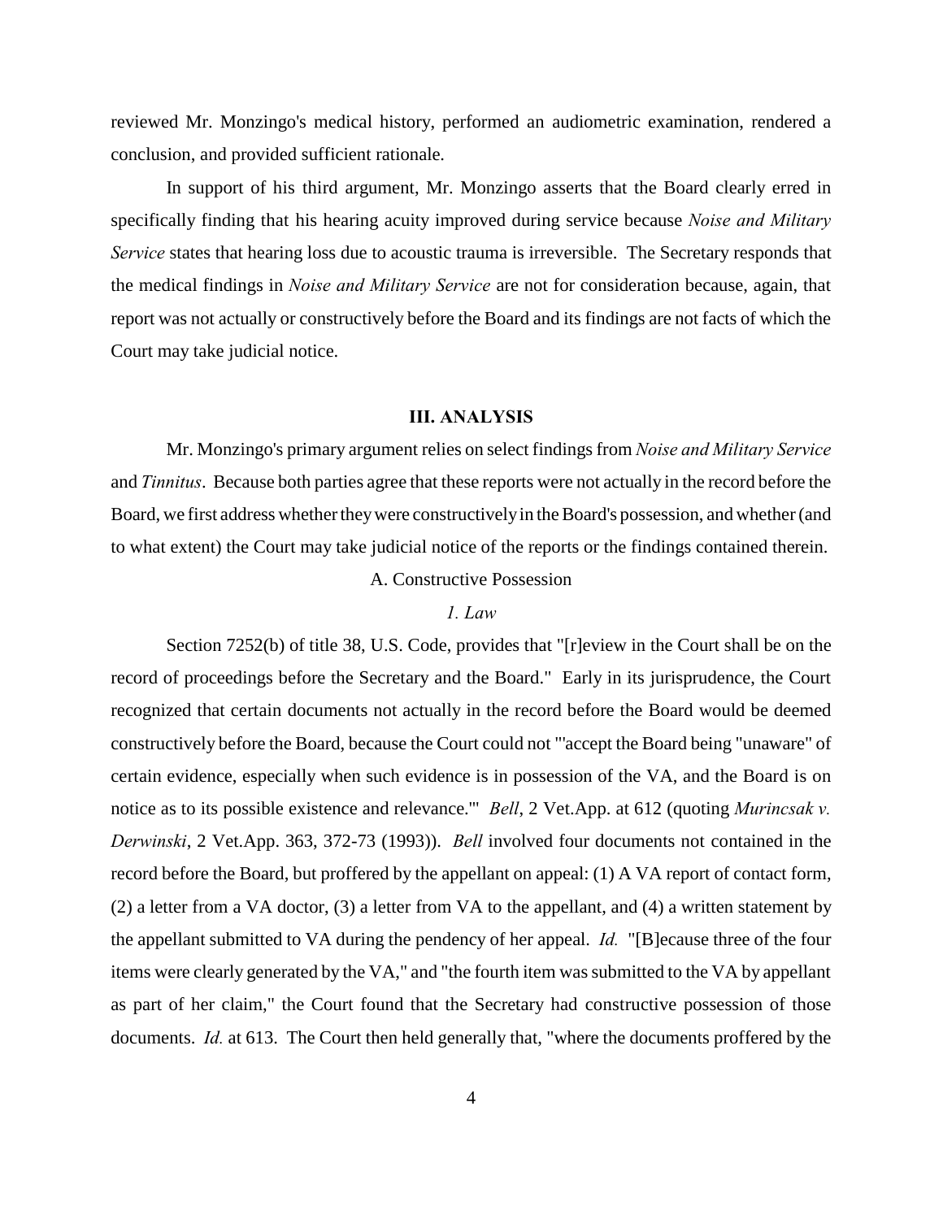reviewed Mr. Monzingo's medical history, performed an audiometric examination, rendered a conclusion, and provided sufficient rationale.

In support of his third argument, Mr. Monzingo asserts that the Board clearly erred in specifically finding that his hearing acuity improved during service because *Noise and Military Service* states that hearing loss due to acoustic trauma is irreversible. The Secretary responds that the medical findings in *Noise and Military Service* are not for consideration because, again, that report was not actually or constructively before the Board and its findings are not facts of which the Court may take judicial notice.

## III. ANALYSIS

Mr. Monzingo's primary argument relies on select findings from *Noise and Military Service* and *Tinnitus*. Because both parties agree that these reports were not actually in the record before the Board, we first address whether they were constructively in the Board's possession, and whether (and to what extent) the Court may take judicial notice of the reports or the findings contained therein.

### A. Constructive Possession

#### *1. Law*

Section 7252(b) of title 38, U.S. Code, provides that "[r]eview in the Court shall be on the record of proceedings before the Secretary and the Board." Early in its jurisprudence, the Court recognized that certain documents not actually in the record before the Board would be deemed constructively before the Board, because the Court could not "'accept the Board being "unaware" of certain evidence, especially when such evidence is in possession of the VA, and the Board is on notice as to its possible existence and relevance.'" *Bell*, 2 Vet.App. at 612 (quoting *Murincsak v. Derwinski*, 2 Vet.App. 363, 372-73 (1993)). *Bell* involved four documents not contained in the record before the Board, but proffered by the appellant on appeal: (1) A VA report of contact form, (2) a letter from a VA doctor, (3) a letter from VA to the appellant, and (4) a written statement by the appellant submitted to VA during the pendency of her appeal. *Id.* "[B]ecause three of the four items were clearly generated by the VA," and "the fourth item was submitted to the VA by appellant as part of her claim," the Court found that the Secretary had constructive possession of those documents. *Id.* at 613. The Court then held generally that, "where the documents proffered by the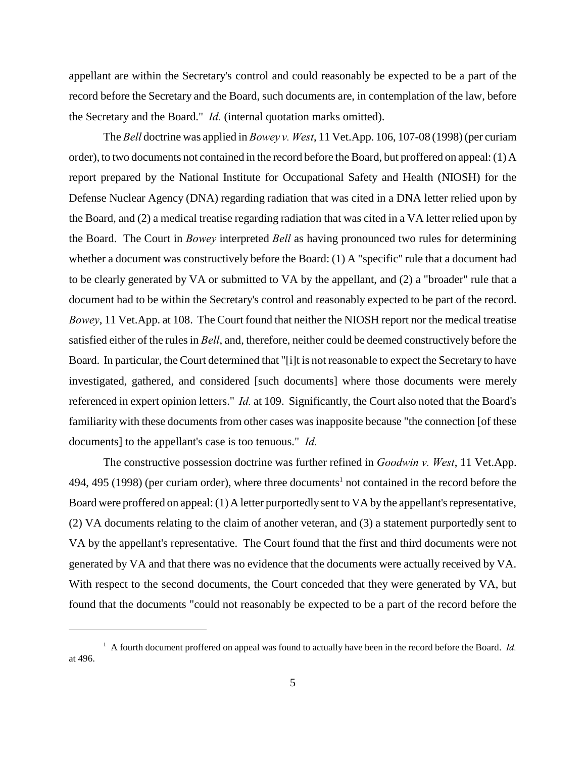appellant are within the Secretary's control and could reasonably be expected to be a part of the record before the Secretary and the Board, such documents are, in contemplation of the law, before the Secretary and the Board." *Id.* (internal quotation marks omitted).

The *Bell* doctrine was applied in *Bowey v. West*, 11 Vet.App. 106, 107-08 (1998) (per curiam order), to two documents not contained in the record before the Board, but proffered on appeal: (1) A report prepared by the National Institute for Occupational Safety and Health (NIOSH) for the Defense Nuclear Agency (DNA) regarding radiation that was cited in a DNA letter relied upon by the Board, and (2) a medical treatise regarding radiation that was cited in a VA letter relied upon by the Board. The Court in *Bowey* interpreted *Bell* as having pronounced two rules for determining whether a document was constructively before the Board: (1) A "specific" rule that a document had to be clearly generated by VA or submitted to VA by the appellant, and (2) a "broader" rule that a document had to be within the Secretary's control and reasonably expected to be part of the record. *Bowey*, 11 Vet.App. at 108. The Court found that neither the NIOSH report nor the medical treatise satisfied either of the rules in *Bell*, and, therefore, neither could be deemed constructively before the Board. In particular, the Court determined that "[i]t is not reasonable to expect the Secretary to have investigated, gathered, and considered [such documents] where those documents were merely referenced in expert opinion letters." *Id.* at 109. Significantly, the Court also noted that the Board's familiarity with these documents from other cases was inapposite because "the connection [of these documents] to the appellant's case is too tenuous." *Id.*

The constructive possession doctrine was further refined in *Goodwin v. West*, 11 Vet.App. 494, 495 (1998) (per curiam order), where three documents[1] not contained in the record before the Board were proffered on appeal: (1) A letter purportedly sent to VA by the appellant's representative, (2) VA documents relating to the claim of another veteran, and (3) a statement purportedly sent to VA by the appellant's representative. The Court found that the first and third documents were not generated by VA and that there was no evidence that the documents were actually received by VA. With respect to the second documents, the Court conceded that they were generated by VA, but found that the documents "could not reasonably be expected to be a part of the record before the

[1] A fourth document proffered on appeal was found to actually have been in the record before the Board. *Id.* at 496.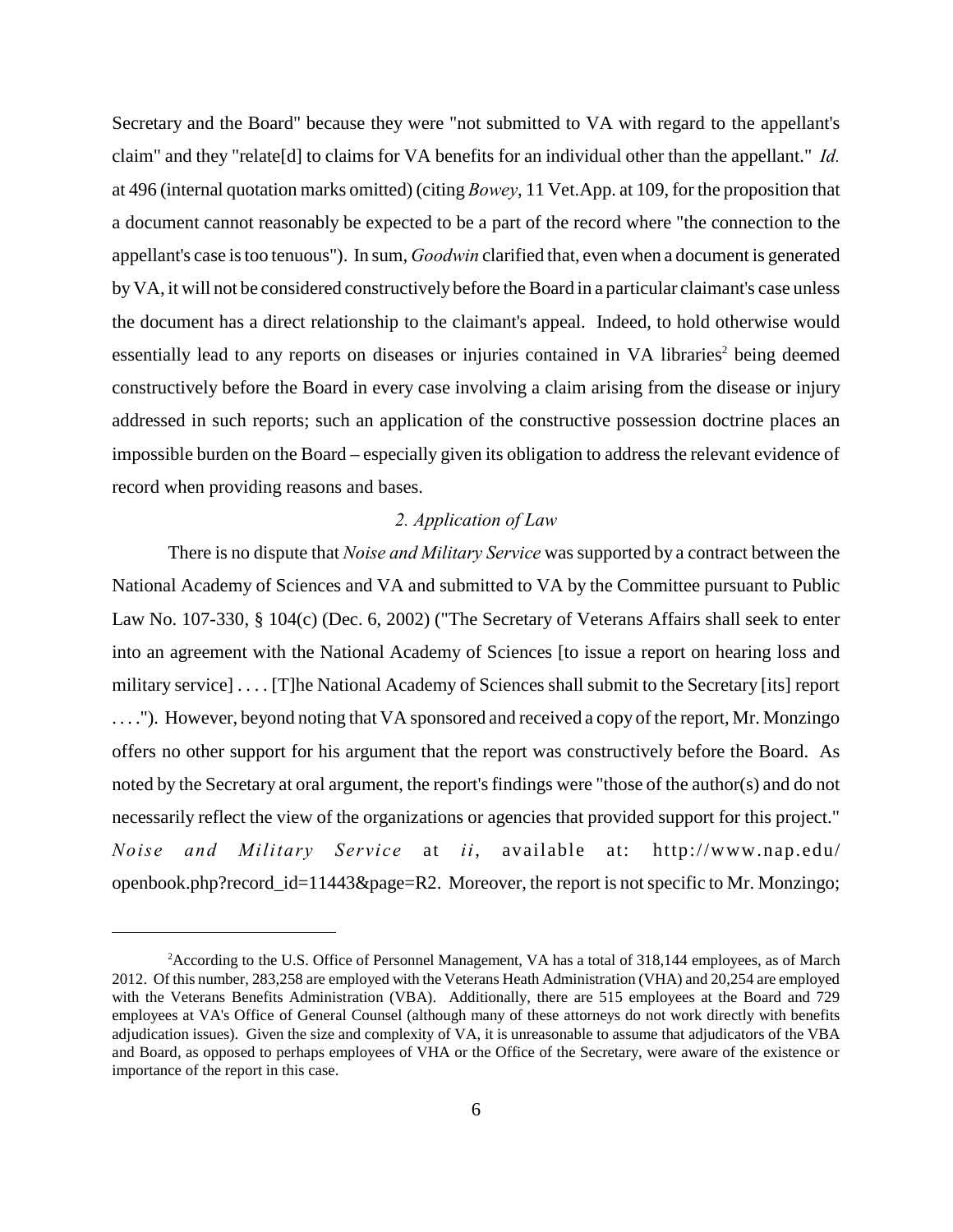Secretary and the Board" because they were "not submitted to VA with regard to the appellant's claim" and they "relate[d] to claims for VA benefits for an individual other than the appellant." *Id.* at 496 (internal quotation marks omitted) (citing *Bowey*, 11 Vet.App. at 109, for the proposition that a document cannot reasonably be expected to be a part of the record where "the connection to the appellant's case is too tenuous"). In sum, *Goodwin* clarified that, even when a document is generated by VA, it will not be considered constructively before the Board in a particular claimant's case unless the document has a direct relationship to the claimant's appeal. Indeed, to hold otherwise would essentially lead to any reports on diseases or injuries contained in VA libraries[2] being deemed constructively before the Board in every case involving a claim arising from the disease or injury addressed in such reports; such an application of the constructive possession doctrine places an impossible burden on the Board – especially given its obligation to address the relevant evidence of record when providing reasons and bases.

*2. Application of Law*

There is no dispute that *Noise and Military Service* was supported by a contract between the National Academy of Sciences and VA and submitted to VA by the Committee pursuant to Public Law No. 107-330, § 104(c) (Dec. 6, 2002) ("The Secretary of Veterans Affairs shall seek to enter into an agreement with the National Academy of Sciences [to issue a report on hearing loss and military service] . . . . [T]he National Academy of Sciences shall submit to the Secretary [its] report . . . ."). However, beyond noting that VA sponsored and received a copy of the report, Mr. Monzingo offers no other support for his argument that the report was constructively before the Board. As noted by the Secretary at oral argument, the report's findings were "those of the author(s) and do not necessarily reflect the view of the organizations or agencies that provided support for this project." *Noise and Military Service* at *ii*, available at: http://www.nap.edu/openbook.php?record_id=11443&page=R2. Moreover, the report is not specific to Mr. Monzingo;

---

[2]According to the U.S. Office of Personnel Management, VA has a total of 318,144 employees, as of March 2012. Of this number, 283,258 are employed with the Veterans Heath Administration (VHA) and 20,254 are employed with the Veterans Benefits Administration (VBA). Additionally, there are 515 employees at the Board and 729 employees at VA's Office of General Counsel (although many of these attorneys do not work directly with benefits adjudication issues). Given the size and complexity of VA, it is unreasonable to assume that adjudicators of the VBA and Board, as opposed to perhaps employees of VHA or the Office of the Secretary, were aware of the existence or importance of the report in this case.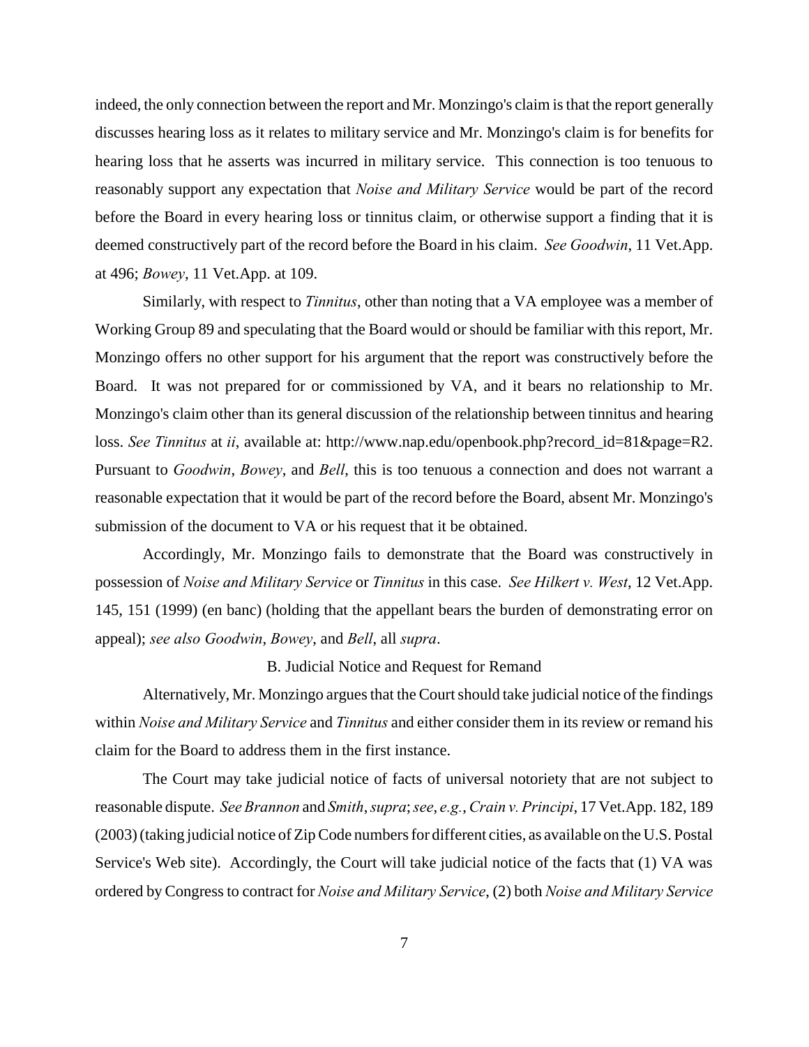indeed, the only connection between the report and Mr. Monzingo's claim is that the report generally discusses hearing loss as it relates to military service and Mr. Monzingo's claim is for benefits for hearing loss that he asserts was incurred in military service. This connection is too tenuous to reasonably support any expectation that *Noise and Military Service* would be part of the record before the Board in every hearing loss or tinnitus claim, or otherwise support a finding that it is deemed constructively part of the record before the Board in his claim. *See Goodwin*, 11 Vet.App. at 496; *Bowey*, 11 Vet.App. at 109.

Similarly, with respect to *Tinnitus*, other than noting that a VA employee was a member of Working Group 89 and speculating that the Board would or should be familiar with this report, Mr. Monzingo offers no other support for his argument that the report was constructively before the Board. It was not prepared for or commissioned by VA, and it bears no relationship to Mr. Monzingo's claim other than its general discussion of the relationship between tinnitus and hearing loss. *See Tinnitus* at *ii*, available at: http://www.nap.edu/openbook.php?record_id=81&page=R2. Pursuant to *Goodwin*, *Bowey*, and *Bell*, this is too tenuous a connection and does not warrant a reasonable expectation that it would be part of the record before the Board, absent Mr. Monzingo's submission of the document to VA or his request that it be obtained.

Accordingly, Mr. Monzingo fails to demonstrate that the Board was constructively in possession of *Noise and Military Service* or *Tinnitus* in this case. *See Hilkert v. West*, 12 Vet.App. 145, 151 (1999) (en banc) (holding that the appellant bears the burden of demonstrating error on appeal); *see also Goodwin*, *Bowey*, and *Bell*, all *supra*.

B. Judicial Notice and Request for Remand

Alternatively, Mr. Monzingo argues that the Court should take judicial notice of the findings within *Noise and Military Service* and *Tinnitus* and either consider them in its review or remand his claim for the Board to address them in the first instance.

The Court may take judicial notice of facts of universal notoriety that are not subject to reasonable dispute. *See Brannon* and *Smith*, *supra*; *see*, *e.g.*, *Crain v. Principi*, 17 Vet.App. 182, 189 (2003) (taking judicial notice of Zip Code numbers for different cities, as available on the U.S. Postal Service's Web site). Accordingly, the Court will take judicial notice of the facts that (1) VA was ordered by Congress to contract for *Noise and Military Service*, (2) both *Noise and Military Service*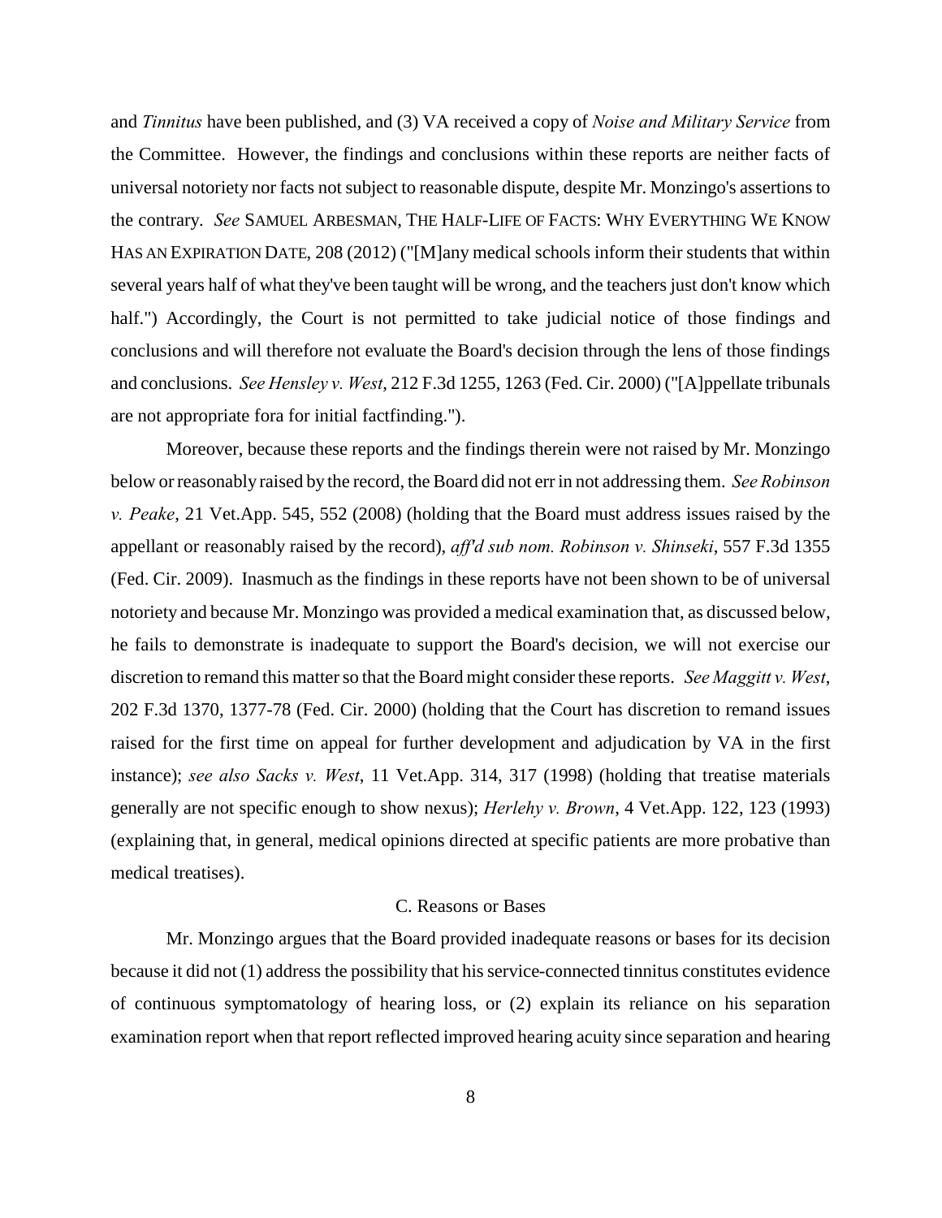and *Tinnitus* have been published, and (3) VA received a copy of *Noise and Military Service* from the Committee. However, the findings and conclusions within these reports are neither facts of universal notoriety nor facts not subject to reasonable dispute, despite Mr. Monzingo's assertions to the contrary. *See* SAMUEL ARBESMAN, THE HALF-LIFE OF FACTS: WHY EVERYTHING WE KNOW HAS AN EXPIRATION DATE, 208 (2012) ("[M]any medical schools inform their students that within several years half of what they've been taught will be wrong, and the teachers just don't know which half.") Accordingly, the Court is not permitted to take judicial notice of those findings and conclusions and will therefore not evaluate the Board's decision through the lens of those findings and conclusions. *See Hensley v. West*, 212 F.3d 1255, 1263 (Fed. Cir. 2000) ("[A]ppellate tribunals are not appropriate fora for initial factfinding.").

Moreover, because these reports and the findings therein were not raised by Mr. Monzingo below or reasonably raised by the record, the Board did not err in not addressing them. *See Robinson v. Peake*, 21 Vet.App. 545, 552 (2008) (holding that the Board must address issues raised by the appellant or reasonably raised by the record), *aff'd sub nom. Robinson v. Shinseki*, 557 F.3d 1355 (Fed. Cir. 2009). Inasmuch as the findings in these reports have not been shown to be of universal notoriety and because Mr. Monzingo was provided a medical examination that, as discussed below, he fails to demonstrate is inadequate to support the Board's decision, we will not exercise our discretion to remand this matter so that the Board might consider these reports. *See Maggitt v. West*, 202 F.3d 1370, 1377-78 (Fed. Cir. 2000) (holding that the Court has discretion to remand issues raised for the first time on appeal for further development and adjudication by VA in the first instance); *see also Sacks v. West*, 11 Vet.App. 314, 317 (1998) (holding that treatise materials generally are not specific enough to show nexus); *Herlehy v. Brown*, 4 Vet.App. 122, 123 (1993) (explaining that, in general, medical opinions directed at specific patients are more probative than medical treatises).

### C. Reasons or Bases

Mr. Monzingo argues that the Board provided inadequate reasons or bases for its decision because it did not (1) address the possibility that his service-connected tinnitus constitutes evidence of continuous symptomatology of hearing loss, or (2) explain its reliance on his separation examination report when that report reflected improved hearing acuity since separation and hearing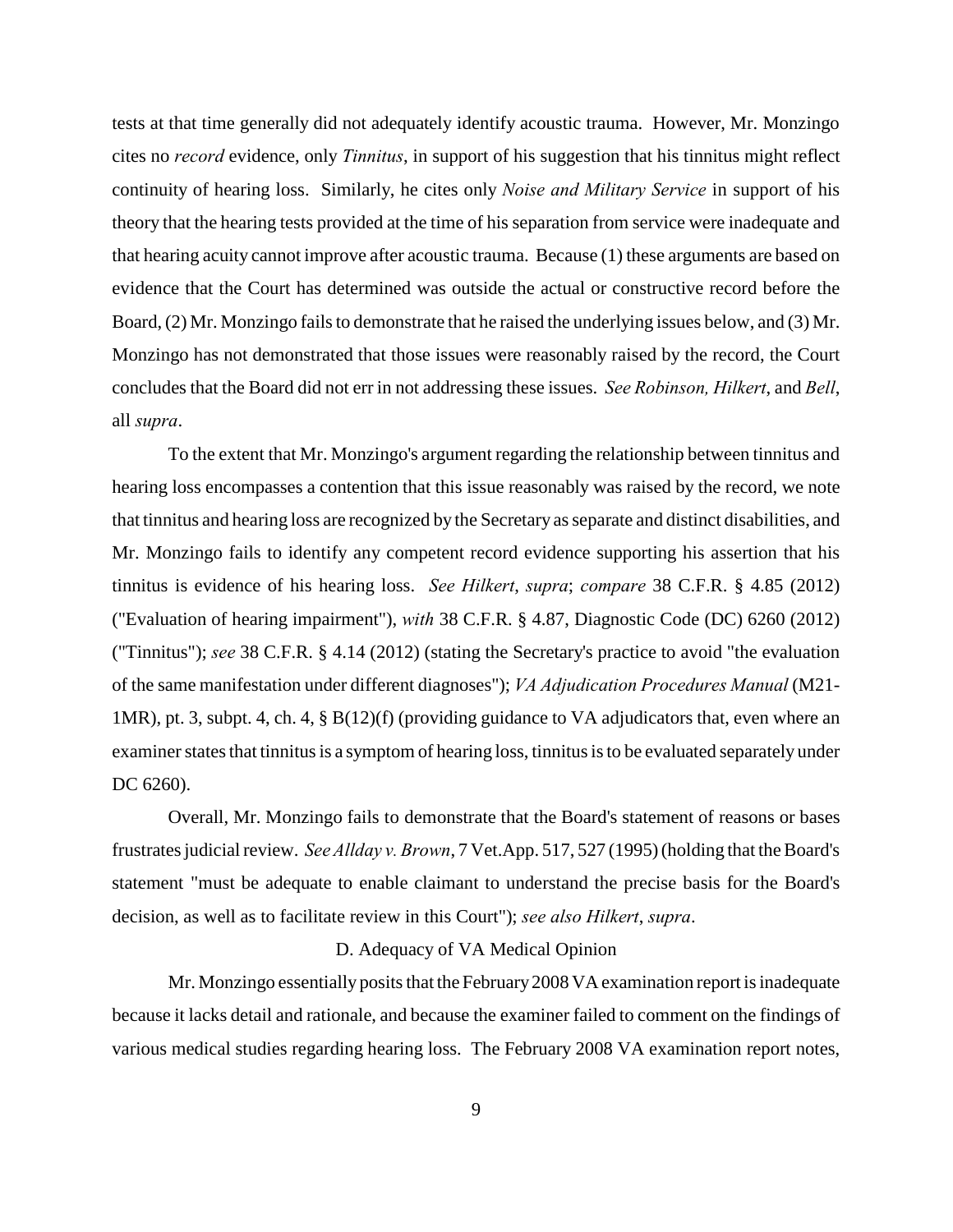tests at that time generally did not adequately identify acoustic trauma. However, Mr. Monzingo cites no *record* evidence, only *Tinnitus*, in support of his suggestion that his tinnitus might reflect continuity of hearing loss. Similarly, he cites only *Noise and Military Service* in support of his theory that the hearing tests provided at the time of his separation from service were inadequate and that hearing acuity cannot improve after acoustic trauma. Because (1) these arguments are based on evidence that the Court has determined was outside the actual or constructive record before the Board, (2) Mr. Monzingo fails to demonstrate that he raised the underlying issues below, and (3) Mr. Monzingo has not demonstrated that those issues were reasonably raised by the record, the Court concludes that the Board did not err in not addressing these issues. *See Robinson, Hilkert*, and *Bell*, all *supra*.

To the extent that Mr. Monzingo's argument regarding the relationship between tinnitus and hearing loss encompasses a contention that this issue reasonably was raised by the record, we note that tinnitus and hearing loss are recognized by the Secretary as separate and distinct disabilities, and Mr. Monzingo fails to identify any competent record evidence supporting his assertion that his tinnitus is evidence of his hearing loss. *See Hilkert*, *supra*; *compare* 38 C.F.R. § 4.85 (2012) ("Evaluation of hearing impairment"), *with* 38 C.F.R. § 4.87, Diagnostic Code (DC) 6260 (2012) ("Tinnitus"); *see* 38 C.F.R. § 4.14 (2012) (stating the Secretary's practice to avoid "the evaluation of the same manifestation under different diagnoses"); *VA Adjudication Procedures Manual* (M21-1MR), pt. 3, subpt. 4, ch. 4, § B(12)(f) (providing guidance to VA adjudicators that, even where an examiner states that tinnitus is a symptom of hearing loss, tinnitus is to be evaluated separately under DC 6260).

Overall, Mr. Monzingo fails to demonstrate that the Board's statement of reasons or bases frustrates judicial review. *See Allday v. Brown*, 7 Vet.App. 517, 527 (1995) (holding that the Board's statement "must be adequate to enable claimant to understand the precise basis for the Board's decision, as well as to facilitate review in this Court"); *see also Hilkert*, *supra*.

### D. Adequacy of VA Medical Opinion

Mr. Monzingo essentially posits that the February 2008 VA examination report is inadequate because it lacks detail and rationale, and because the examiner failed to comment on the findings of various medical studies regarding hearing loss. The February 2008 VA examination report notes,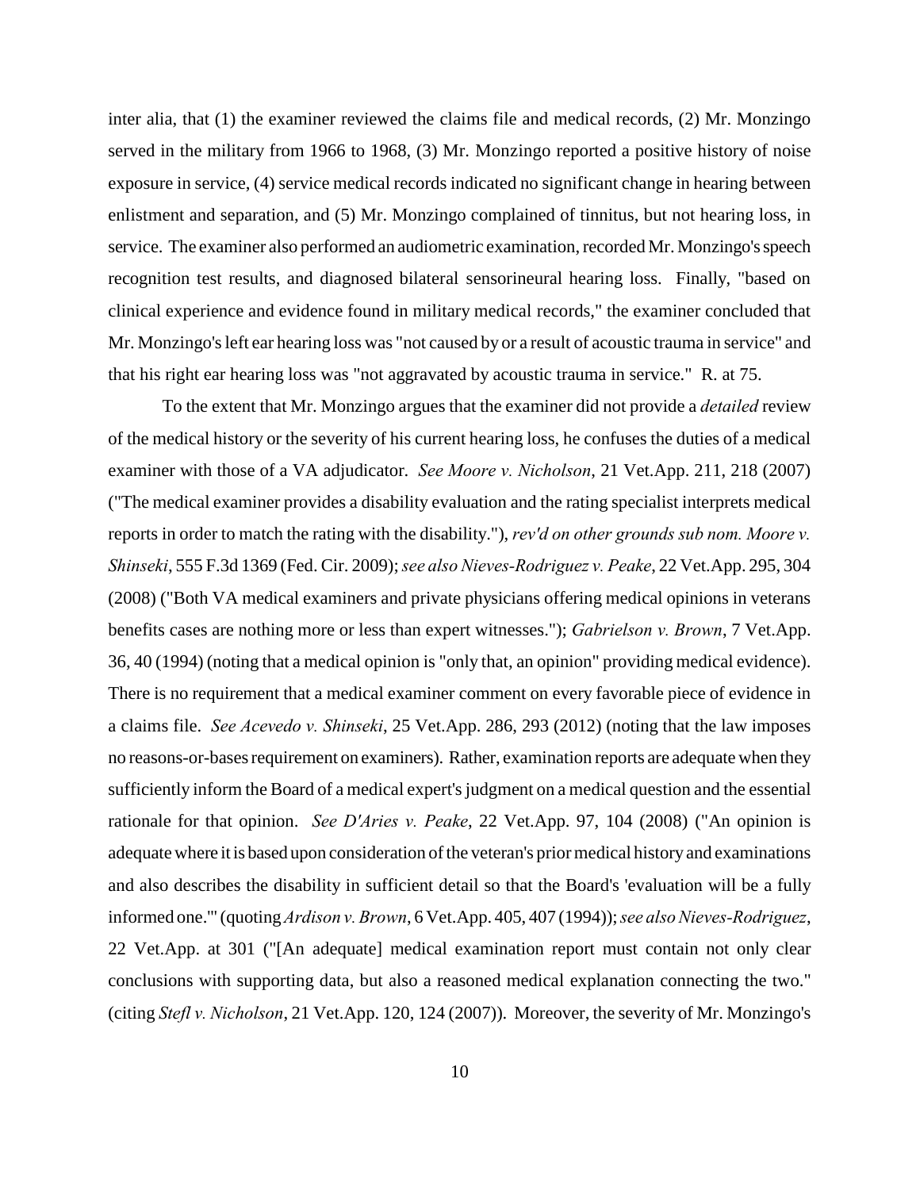inter alia, that (1) the examiner reviewed the claims file and medical records, (2) Mr. Monzingo served in the military from 1966 to 1968, (3) Mr. Monzingo reported a positive history of noise exposure in service, (4) service medical records indicated no significant change in hearing between enlistment and separation, and (5) Mr. Monzingo complained of tinnitus, but not hearing loss, in service. The examiner also performed an audiometric examination, recorded Mr. Monzingo's speech recognition test results, and diagnosed bilateral sensorineural hearing loss. Finally, "based on clinical experience and evidence found in military medical records," the examiner concluded that Mr. Monzingo's left ear hearing loss was "not caused by or a result of acoustic trauma in service" and that his right ear hearing loss was "not aggravated by acoustic trauma in service." R. at 75.

To the extent that Mr. Monzingo argues that the examiner did not provide a *detailed* review of the medical history or the severity of his current hearing loss, he confuses the duties of a medical examiner with those of a VA adjudicator. *See Moore v. Nicholson*, 21 Vet.App. 211, 218 (2007) ("The medical examiner provides a disability evaluation and the rating specialist interprets medical reports in order to match the rating with the disability."), *rev'd on other grounds sub nom. Moore v. Shinseki*, 555 F.3d 1369 (Fed. Cir. 2009); *see also Nieves-Rodriguez v. Peake*, 22 Vet.App. 295, 304 (2008) ("Both VA medical examiners and private physicians offering medical opinions in veterans benefits cases are nothing more or less than expert witnesses."); *Gabrielson v. Brown*, 7 Vet.App. 36, 40 (1994) (noting that a medical opinion is "only that, an opinion" providing medical evidence). There is no requirement that a medical examiner comment on every favorable piece of evidence in a claims file. *See Acevedo v. Shinseki*, 25 Vet.App. 286, 293 (2012) (noting that the law imposes no reasons-or-bases requirement on examiners). Rather, examination reports are adequate when they sufficiently inform the Board of a medical expert's judgment on a medical question and the essential rationale for that opinion. *See D'Aries v. Peake*, 22 Vet.App. 97, 104 (2008) ("An opinion is adequate where it is based upon consideration of the veteran's prior medical history and examinations and also describes the disability in sufficient detail so that the Board's 'evaluation will be a fully informed one.'" (quoting *Ardison v. Brown*, 6 Vet.App. 405, 407 (1994)); *see also Nieves-Rodriguez*, 22 Vet.App. at 301 ("[An adequate] medical examination report must contain not only clear conclusions with supporting data, but also a reasoned medical explanation connecting the two." (citing *Stefl v. Nicholson*, 21 Vet.App. 120, 124 (2007)). Moreover, the severity of Mr. Monzingo's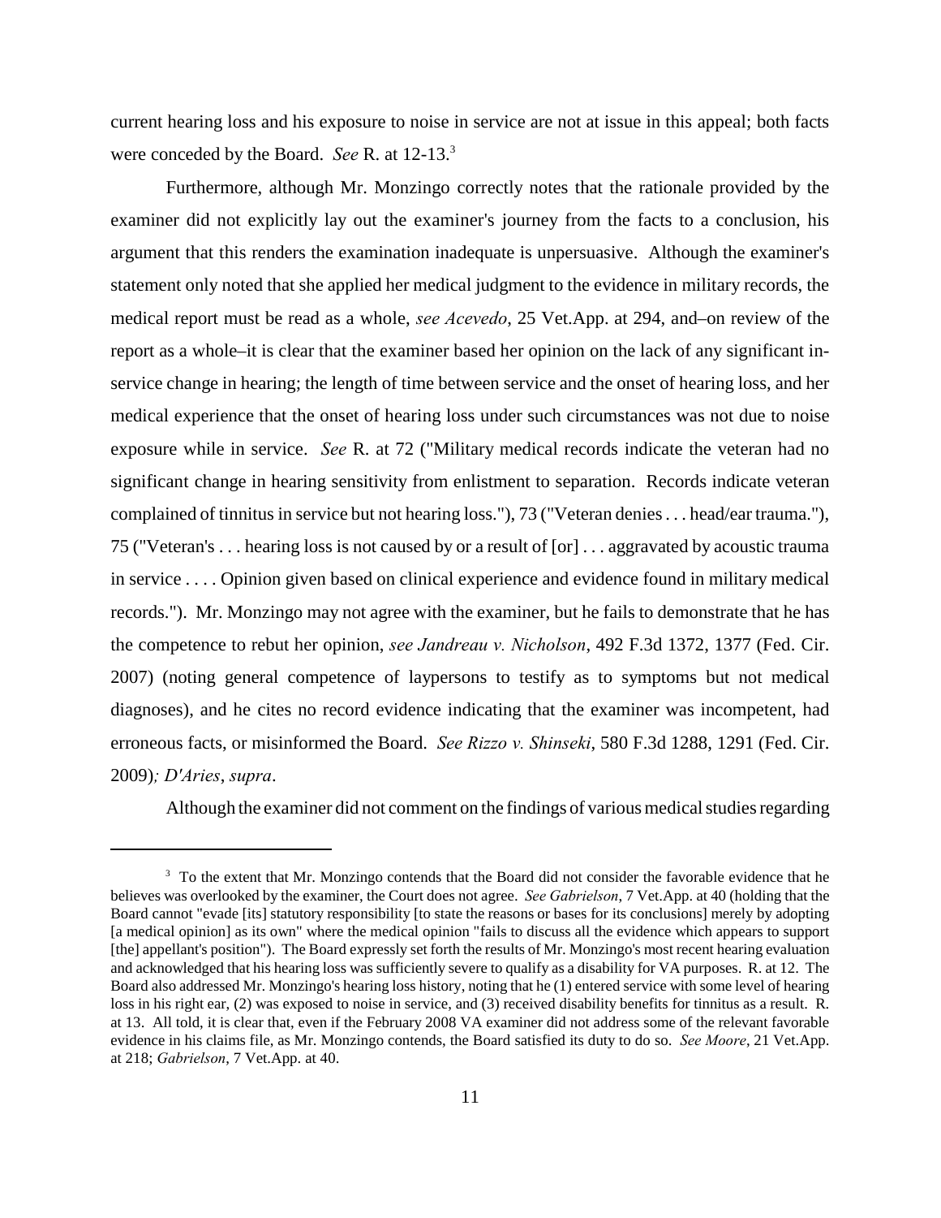current hearing loss and his exposure to noise in service are not at issue in this appeal; both facts were conceded by the Board. *See* R. at 12-13.[3]

Furthermore, although Mr. Monzingo correctly notes that the rationale provided by the examiner did not explicitly lay out the examiner's journey from the facts to a conclusion, his argument that this renders the examination inadequate is unpersuasive. Although the examiner's statement only noted that she applied her medical judgment to the evidence in military records, the medical report must be read as a whole, *see Acevedo*, 25 Vet.App. at 294, and–on review of the report as a whole–it is clear that the examiner based her opinion on the lack of any significant in-service change in hearing; the length of time between service and the onset of hearing loss, and her medical experience that the onset of hearing loss under such circumstances was not due to noise exposure while in service. *See* R. at 72 ("Military medical records indicate the veteran had no significant change in hearing sensitivity from enlistment to separation. Records indicate veteran complained of tinnitus in service but not hearing loss."), 73 ("Veteran denies . . . head/ear trauma."), 75 ("Veteran's . . . hearing loss is not caused by or a result of [or] . . . aggravated by acoustic trauma in service . . . . Opinion given based on clinical experience and evidence found in military medical records."). Mr. Monzingo may not agree with the examiner, but he fails to demonstrate that he has the competence to rebut her opinion, *see Jandreau v. Nicholson*, 492 F.3d 1372, 1377 (Fed. Cir. 2007) (noting general competence of laypersons to testify as to symptoms but not medical diagnoses), and he cites no record evidence indicating that the examiner was incompetent, had erroneous facts, or misinformed the Board. *See Rizzo v. Shinseki*, 580 F.3d 1288, 1291 (Fed. Cir. 2009)*; D'Aries*, *supra*.

Although the examiner did not comment on the findings of various medical studies regarding

---

[3] To the extent that Mr. Monzingo contends that the Board did not consider the favorable evidence that he believes was overlooked by the examiner, the Court does not agree. *See Gabrielson*, 7 Vet.App. at 40 (holding that the Board cannot "evade [its] statutory responsibility [to state the reasons or bases for its conclusions] merely by adopting [a medical opinion] as its own" where the medical opinion "fails to discuss all the evidence which appears to support [the] appellant's position"). The Board expressly set forth the results of Mr. Monzingo's most recent hearing evaluation and acknowledged that his hearing loss was sufficiently severe to qualify as a disability for VA purposes. R. at 12. The Board also addressed Mr. Monzingo's hearing loss history, noting that he (1) entered service with some level of hearing loss in his right ear, (2) was exposed to noise in service, and (3) received disability benefits for tinnitus as a result. R. at 13. All told, it is clear that, even if the February 2008 VA examiner did not address some of the relevant favorable evidence in his claims file, as Mr. Monzingo contends, the Board satisfied its duty to do so. *See Moore*, 21 Vet.App. at 218; *Gabrielson*, 7 Vet.App. at 40.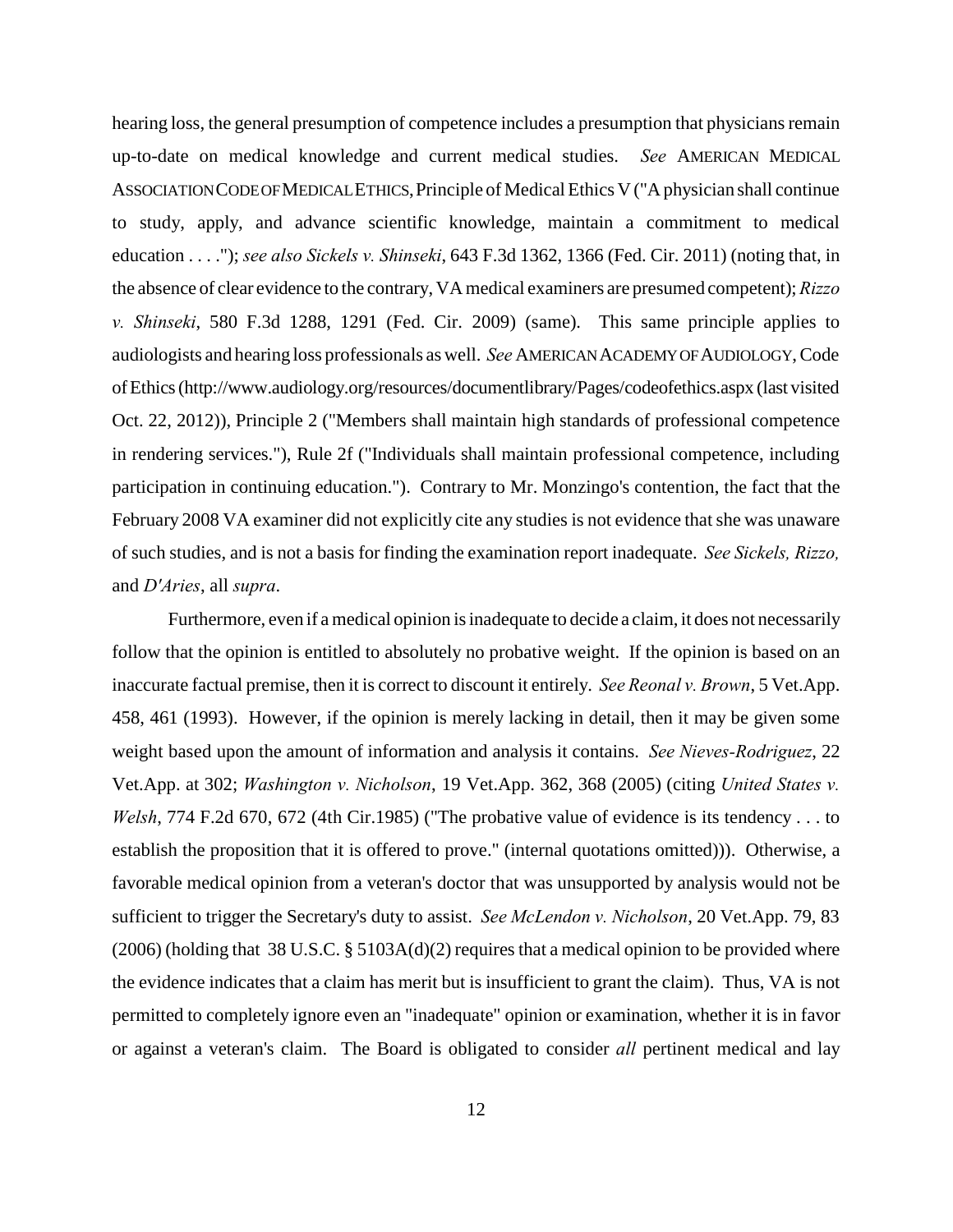hearing loss, the general presumption of competence includes a presumption that physicians remain up-to-date on medical knowledge and current medical studies. *See* AMERICAN MEDICAL ASSOCIATION CODE OF MEDICAL ETHICS, Principle of Medical Ethics V ("A physician shall continue to study, apply, and advance scientific knowledge, maintain a commitment to medical education . . . ."); *see also Sickels v. Shinseki*, 643 F.3d 1362, 1366 (Fed. Cir. 2011) (noting that, in the absence of clear evidence to the contrary, VA medical examiners are presumed competent); *Rizzo v. Shinseki*, 580 F.3d 1288, 1291 (Fed. Cir. 2009) (same). This same principle applies to audiologists and hearing loss professionals as well. *See* AMERICAN ACADEMY OF AUDIOLOGY, Code of Ethics (http://www.audiology.org/resources/documentlibrary/Pages/codeofethics.aspx (last visited Oct. 22, 2012)), Principle 2 ("Members shall maintain high standards of professional competence in rendering services."), Rule 2f ("Individuals shall maintain professional competence, including participation in continuing education."). Contrary to Mr. Monzingo's contention, the fact that the February 2008 VA examiner did not explicitly cite any studies is not evidence that she was unaware of such studies, and is not a basis for finding the examination report inadequate. *See Sickels, Rizzo,* and *D'Aries*, all *supra*.

Furthermore, even if a medical opinion is inadequate to decide a claim, it does not necessarily follow that the opinion is entitled to absolutely no probative weight. If the opinion is based on an inaccurate factual premise, then it is correct to discount it entirely. *See Reonal v. Brown*, 5 Vet.App. 458, 461 (1993). However, if the opinion is merely lacking in detail, then it may be given some weight based upon the amount of information and analysis it contains. *See Nieves-Rodriguez*, 22 Vet.App. at 302; *Washington v. Nicholson*, 19 Vet.App. 362, 368 (2005) (citing *United States v. Welsh*, 774 F.2d 670, 672 (4th Cir.1985) ("The probative value of evidence is its tendency . . . to establish the proposition that it is offered to prove." (internal quotations omitted))). Otherwise, a favorable medical opinion from a veteran's doctor that was unsupported by analysis would not be sufficient to trigger the Secretary's duty to assist. *See McLendon v. Nicholson*, 20 Vet.App. 79, 83 (2006) (holding that 38 U.S.C. § 5103A(d)(2) requires that a medical opinion to be provided where the evidence indicates that a claim has merit but is insufficient to grant the claim). Thus, VA is not permitted to completely ignore even an "inadequate" opinion or examination, whether it is in favor or against a veteran's claim. The Board is obligated to consider *all* pertinent medical and lay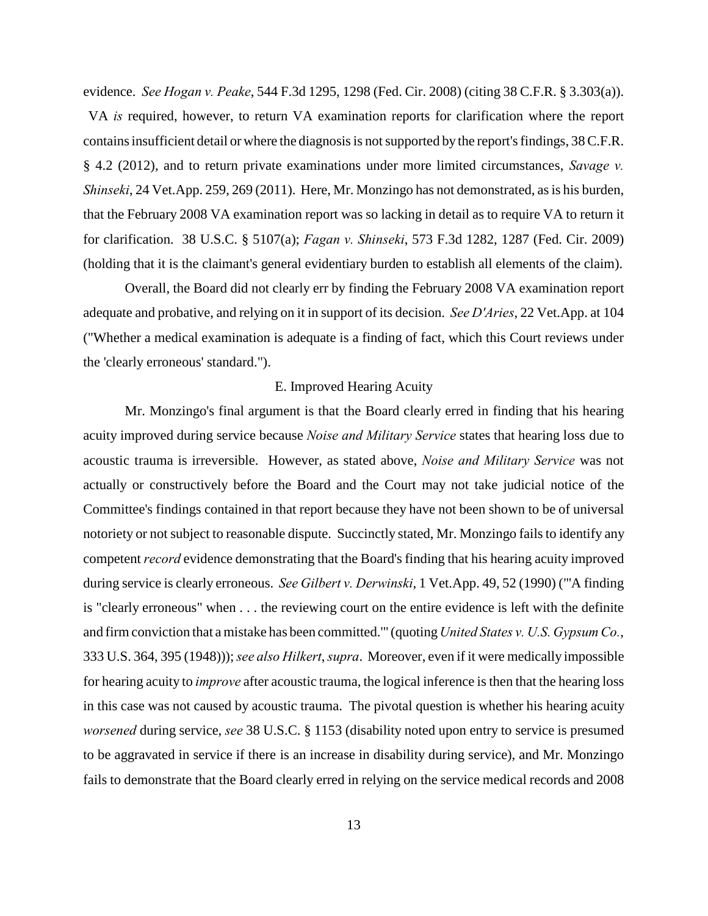evidence. *See Hogan v. Peake*, 544 F.3d 1295, 1298 (Fed. Cir. 2008) (citing 38 C.F.R. § 3.303(a)). VA *is* required, however, to return VA examination reports for clarification where the report contains insufficient detail or where the diagnosis is not supported by the report's findings, 38 C.F.R. § 4.2 (2012), and to return private examinations under more limited circumstances, *Savage v. Shinseki*, 24 Vet.App. 259, 269 (2011). Here, Mr. Monzingo has not demonstrated, as is his burden, that the February 2008 VA examination report was so lacking in detail as to require VA to return it for clarification. 38 U.S.C. § 5107(a); *Fagan v. Shinseki*, 573 F.3d 1282, 1287 (Fed. Cir. 2009) (holding that it is the claimant's general evidentiary burden to establish all elements of the claim).

Overall, the Board did not clearly err by finding the February 2008 VA examination report adequate and probative, and relying on it in support of its decision. *See D'Aries*, 22 Vet.App. at 104 ("Whether a medical examination is adequate is a finding of fact, which this Court reviews under the 'clearly erroneous' standard.").

E. Improved Hearing Acuity

Mr. Monzingo's final argument is that the Board clearly erred in finding that his hearing acuity improved during service because *Noise and Military Service* states that hearing loss due to acoustic trauma is irreversible. However, as stated above, *Noise and Military Service* was not actually or constructively before the Board and the Court may not take judicial notice of the Committee's findings contained in that report because they have not been shown to be of universal notoriety or not subject to reasonable dispute. Succinctly stated, Mr. Monzingo fails to identify any competent *record* evidence demonstrating that the Board's finding that his hearing acuity improved during service is clearly erroneous. *See Gilbert v. Derwinski*, 1 Vet.App. 49, 52 (1990) ("'A finding is "clearly erroneous" when . . . the reviewing court on the entire evidence is left with the definite and firm conviction that a mistake has been committed.'" (quoting *United States v. U.S. Gypsum Co.*, 333 U.S. 364, 395 (1948))); *see also Hilkert*, *supra*. Moreover, even if it were medically impossible for hearing acuity to *improve* after acoustic trauma, the logical inference is then that the hearing loss in this case was not caused by acoustic trauma. The pivotal question is whether his hearing acuity *worsened* during service, *see* 38 U.S.C. § 1153 (disability noted upon entry to service is presumed to be aggravated in service if there is an increase in disability during service), and Mr. Monzingo fails to demonstrate that the Board clearly erred in relying on the service medical records and 2008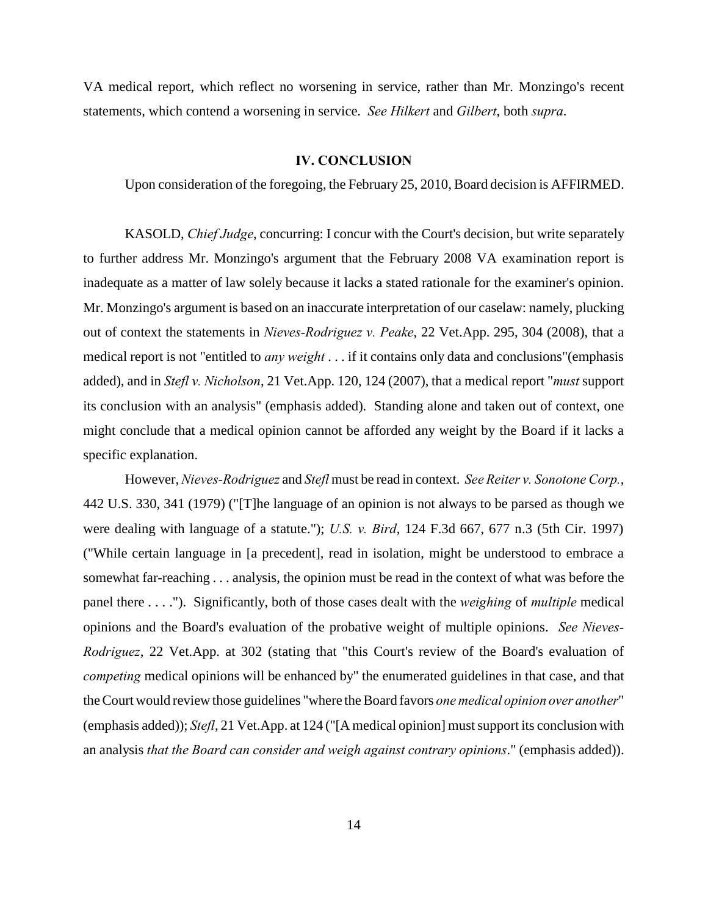VA medical report, which reflect no worsening in service, rather than Mr. Monzingo's recent statements, which contend a worsening in service. *See Hilkert* and *Gilbert*, both *supra*.

## IV. CONCLUSION

Upon consideration of the foregoing, the February 25, 2010, Board decision is AFFIRMED.

KASOLD, *Chief Judge*, concurring: I concur with the Court's decision, but write separately to further address Mr. Monzingo's argument that the February 2008 VA examination report is inadequate as a matter of law solely because it lacks a stated rationale for the examiner's opinion. Mr. Monzingo's argument is based on an inaccurate interpretation of our caselaw: namely, plucking out of context the statements in *Nieves-Rodriguez v. Peake*, 22 Vet.App. 295, 304 (2008), that a medical report is not "entitled to *any weight* . . . if it contains only data and conclusions"(emphasis added), and in *Stefl v. Nicholson*, 21 Vet.App. 120, 124 (2007), that a medical report "*must* support its conclusion with an analysis" (emphasis added). Standing alone and taken out of context, one might conclude that a medical opinion cannot be afforded any weight by the Board if it lacks a specific explanation.

However, *Nieves-Rodriguez* and *Stefl* must be read in context. *See Reiter v. Sonotone Corp.*, 442 U.S. 330, 341 (1979) ("[T]he language of an opinion is not always to be parsed as though we were dealing with language of a statute."); *U.S. v. Bird*, 124 F.3d 667, 677 n.3 (5th Cir. 1997) ("While certain language in [a precedent], read in isolation, might be understood to embrace a somewhat far-reaching . . . analysis, the opinion must be read in the context of what was before the panel there . . . ."). Significantly, both of those cases dealt with the *weighing* of *multiple* medical opinions and the Board's evaluation of the probative weight of multiple opinions. *See Nieves-Rodriguez*, 22 Vet.App. at 302 (stating that "this Court's review of the Board's evaluation of *competing* medical opinions will be enhanced by" the enumerated guidelines in that case, and that the Court would review those guidelines "where the Board favors *one medical opinion over another*" (emphasis added)); *Stefl*, 21 Vet.App. at 124 ("[A medical opinion] must support its conclusion with an analysis *that the Board can consider and weigh against contrary opinions*." (emphasis added)).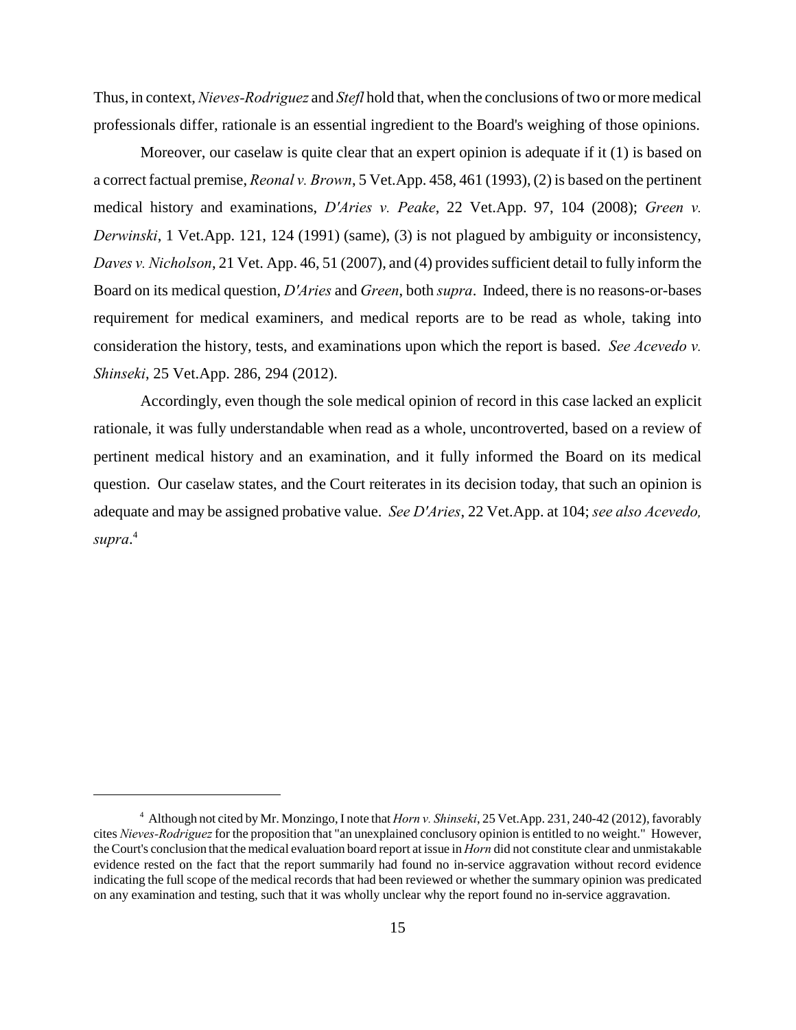Thus, in context, *Nieves-Rodriguez* and *Stefl* hold that, when the conclusions of two or more medical professionals differ, rationale is an essential ingredient to the Board's weighing of those opinions.

Moreover, our caselaw is quite clear that an expert opinion is adequate if it (1) is based on a correct factual premise, *Reonal v. Brown*, 5 Vet.App. 458, 461 (1993), (2) is based on the pertinent medical history and examinations, *D'Aries v. Peake*, 22 Vet.App. 97, 104 (2008); *Green v. Derwinski*, 1 Vet.App. 121, 124 (1991) (same), (3) is not plagued by ambiguity or inconsistency, *Daves v. Nicholson*, 21 Vet. App. 46, 51 (2007), and (4) provides sufficient detail to fully inform the Board on its medical question, *D'Aries* and *Green*, both *supra*. Indeed, there is no reasons-or-bases requirement for medical examiners, and medical reports are to be read as whole, taking into consideration the history, tests, and examinations upon which the report is based. *See Acevedo v. Shinseki*, 25 Vet.App. 286, 294 (2012).

Accordingly, even though the sole medical opinion of record in this case lacked an explicit rationale, it was fully understandable when read as a whole, uncontroverted, based on a review of pertinent medical history and an examination, and it fully informed the Board on its medical question. Our caselaw states, and the Court reiterates in its decision today, that such an opinion is adequate and may be assigned probative value. *See D'Aries*, 22 Vet.App. at 104; *see also Acevedo, supra*.[4]

---

[4] Although not cited by Mr. Monzingo, I note that *Horn v. Shinseki*, 25 Vet.App. 231, 240-42 (2012), favorably cites *Nieves-Rodriguez* for the proposition that "an unexplained conclusory opinion is entitled to no weight." However, the Court's conclusion that the medical evaluation board report at issue in *Horn* did not constitute clear and unmistakable evidence rested on the fact that the report summarily had found no in-service aggravation without record evidence indicating the full scope of the medical records that had been reviewed or whether the summary opinion was predicated on any examination and testing, such that it was wholly unclear why the report found no in-service aggravation.